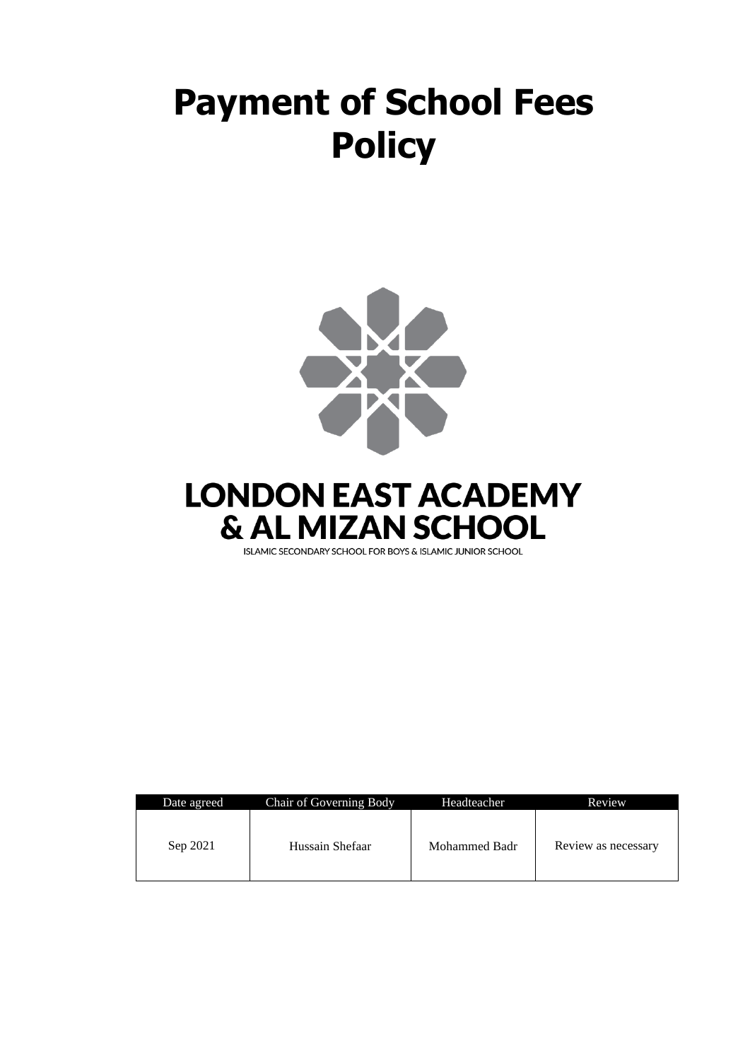# Payment of School Fees Policy

LONDON EAST ACADEMY & AL MIZAN SCHOOL

ISLAMIC SECONDARY SCHOOL FOR BOYS & ISLAMIC JUNIOR SCHOOL

| Date agreed | Chair of Governing Body | Headteacher | Review |
|---|---|---|---|
| Sep 2021 | Hussain Shefaar | Mohammed Badr | Review as necessary |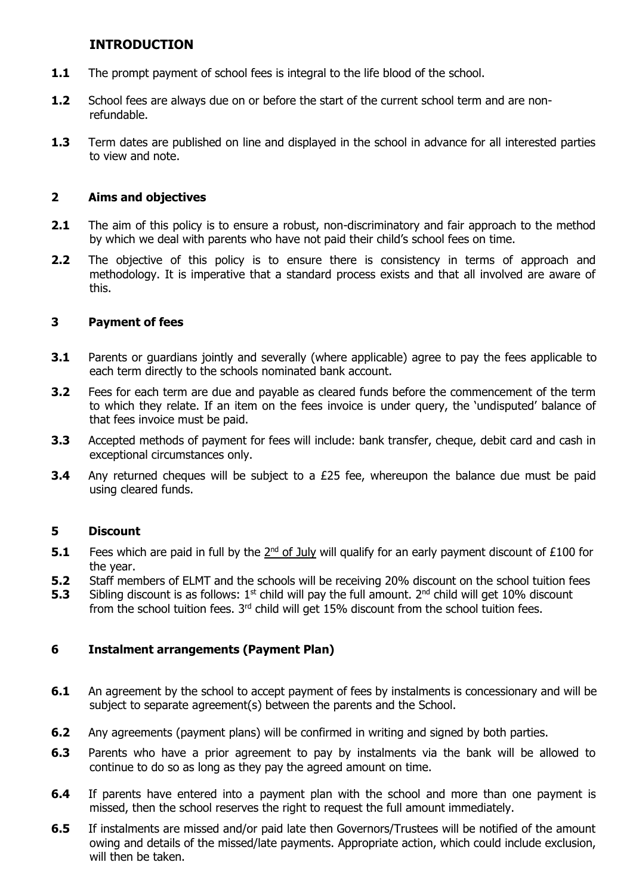## INTRODUCTION

**1.1** The prompt payment of school fees is integral to the life blood of the school.

**1.2** School fees are always due on or before the start of the current school term and are non-refundable.

**1.3** Term dates are published on line and displayed in the school in advance for all interested parties to view and note.

## 2 Aims and objectives

**2.1** The aim of this policy is to ensure a robust, non-discriminatory and fair approach to the method by which we deal with parents who have not paid their child's school fees on time.

**2.2** The objective of this policy is to ensure there is consistency in terms of approach and methodology. It is imperative that a standard process exists and that all involved are aware of this.

## 3 Payment of fees

**3.1** Parents or guardians jointly and severally (where applicable) agree to pay the fees applicable to each term directly to the schools nominated bank account.

**3.2** Fees for each term are due and payable as cleared funds before the commencement of the term to which they relate. If an item on the fees invoice is under query, the 'undisputed' balance of that fees invoice must be paid.

**3.3** Accepted methods of payment for fees will include: bank transfer, cheque, debit card and cash in exceptional circumstances only.

**3.4** Any returned cheques will be subject to a £25 fee, whereupon the balance due must be paid using cleared funds.

## 5 Discount

**5.1** Fees which are paid in full by the 2nd of July will qualify for an early payment discount of £100 for the year.

**5.2** Staff members of ELMT and the schools will be receiving 20% discount on the school tuition fees

**5.3** Sibling discount is as follows: 1st child will pay the full amount. 2nd child will get 10% discount from the school tuition fees. 3rd child will get 15% discount from the school tuition fees.

## 6 Instalment arrangements (Payment Plan)

**6.1** An agreement by the school to accept payment of fees by instalments is concessionary and will be subject to separate agreement(s) between the parents and the School.

**6.2** Any agreements (payment plans) will be confirmed in writing and signed by both parties.

**6.3** Parents who have a prior agreement to pay by instalments via the bank will be allowed to continue to do so as long as they pay the agreed amount on time.

**6.4** If parents have entered into a payment plan with the school and more than one payment is missed, then the school reserves the right to request the full amount immediately.

**6.5** If instalments are missed and/or paid late then Governors/Trustees will be notified of the amount owing and details of the missed/late payments. Appropriate action, which could include exclusion, will then be taken.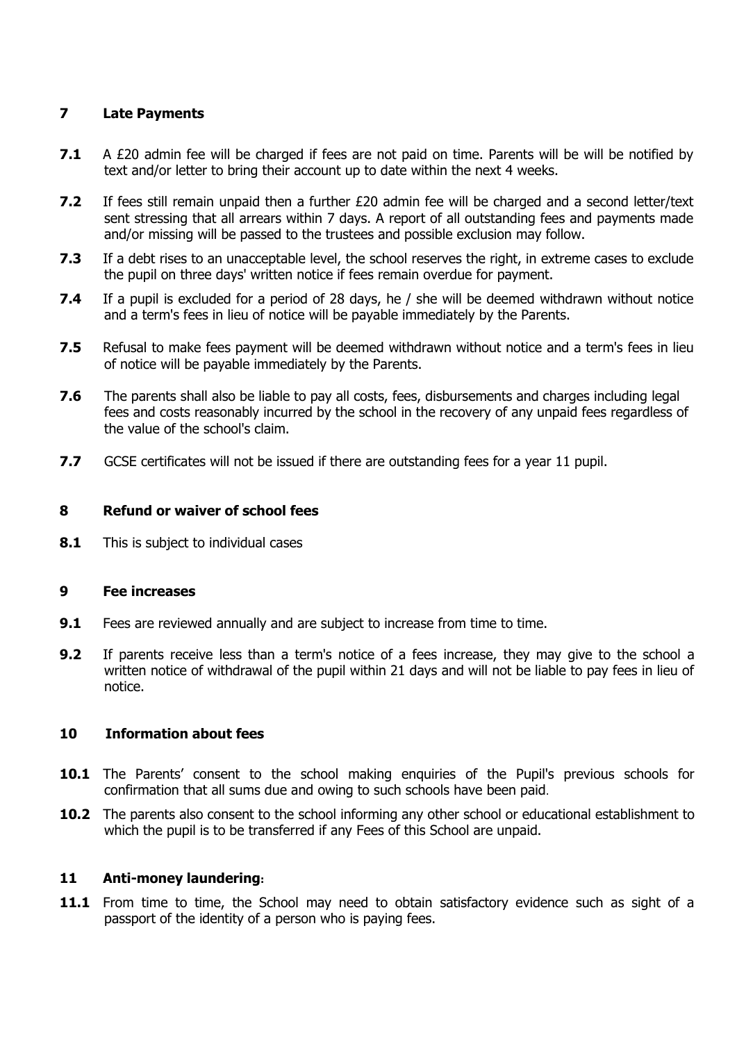## 7 Late Payments

**7.1** A £20 admin fee will be charged if fees are not paid on time. Parents will be will be notified by text and/or letter to bring their account up to date within the next 4 weeks.

**7.2** If fees still remain unpaid then a further £20 admin fee will be charged and a second letter/text sent stressing that all arrears within 7 days. A report of all outstanding fees and payments made and/or missing will be passed to the trustees and possible exclusion may follow.

**7.3** If a debt rises to an unacceptable level, the school reserves the right, in extreme cases to exclude the pupil on three days' written notice if fees remain overdue for payment.

**7.4** If a pupil is excluded for a period of 28 days, he / she will be deemed withdrawn without notice and a term's fees in lieu of notice will be payable immediately by the Parents.

**7.5** Refusal to make fees payment will be deemed withdrawn without notice and a term's fees in lieu of notice will be payable immediately by the Parents.

**7.6** The parents shall also be liable to pay all costs, fees, disbursements and charges including legal fees and costs reasonably incurred by the school in the recovery of any unpaid fees regardless of the value of the school's claim.

**7.7** GCSE certificates will not be issued if there are outstanding fees for a year 11 pupil.

## 8 Refund or waiver of school fees

**8.1** This is subject to individual cases

## 9 Fee increases

**9.1** Fees are reviewed annually and are subject to increase from time to time.

**9.2** If parents receive less than a term's notice of a fees increase, they may give to the school a written notice of withdrawal of the pupil within 21 days and will not be liable to pay fees in lieu of notice.

## 10 Information about fees

**10.1** The Parents' consent to the school making enquiries of the Pupil's previous schools for confirmation that all sums due and owing to such schools have been paid.

**10.2** The parents also consent to the school informing any other school or educational establishment to which the pupil is to be transferred if any Fees of this School are unpaid.

## 11 Anti-money laundering:

**11.1** From time to time, the School may need to obtain satisfactory evidence such as sight of a passport of the identity of a person who is paying fees.